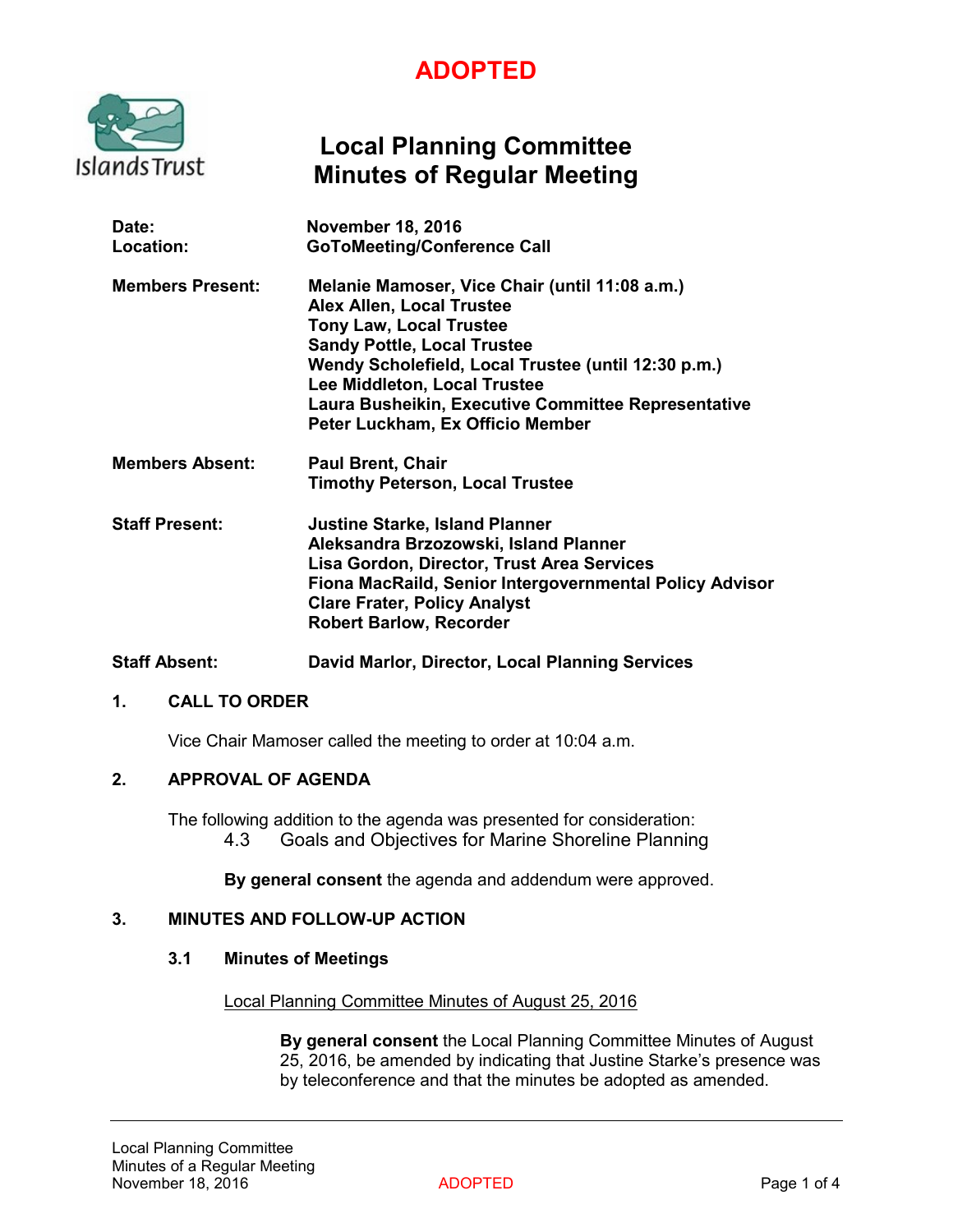**ADOPTED**

# Local Planning Committee
# Minutes of Regular Meeting

**Date:** November 18, 2016
**Location:** GoToMeeting/Conference Call

**Members Present:**
Melanie Mamoser, Vice Chair (until 11:08 a.m.)
Alex Allen, Local Trustee
Tony Law, Local Trustee
Sandy Pottle, Local Trustee
Wendy Scholefield, Local Trustee (until 12:30 p.m.)
Lee Middleton, Local Trustee
Laura Busheikin, Executive Committee Representative
Peter Luckham, Ex Officio Member

**Members Absent:**
Paul Brent, Chair
Timothy Peterson, Local Trustee

**Staff Present:**
Justine Starke, Island Planner
Aleksandra Brzozowski, Island Planner
Lisa Gordon, Director, Trust Area Services
Fiona MacRaild, Senior Intergovernmental Policy Advisor
Clare Frater, Policy Analyst
Robert Barlow, Recorder

**Staff Absent:**
David Marlor, Director, Local Planning Services

## 1. CALL TO ORDER

Vice Chair Mamoser called the meeting to order at 10:04 a.m.

## 2. APPROVAL OF AGENDA

The following addition to the agenda was presented for consideration:

4.3 Goals and Objectives for Marine Shoreline Planning

**By general consent** the agenda and addendum were approved.

## 3. MINUTES AND FOLLOW-UP ACTION

### 3.1 Minutes of Meetings

Local Planning Committee Minutes of August 25, 2016

**By general consent** the Local Planning Committee Minutes of August 25, 2016, be amended by indicating that Justine Starke's presence was by teleconference and that the minutes be adopted as amended.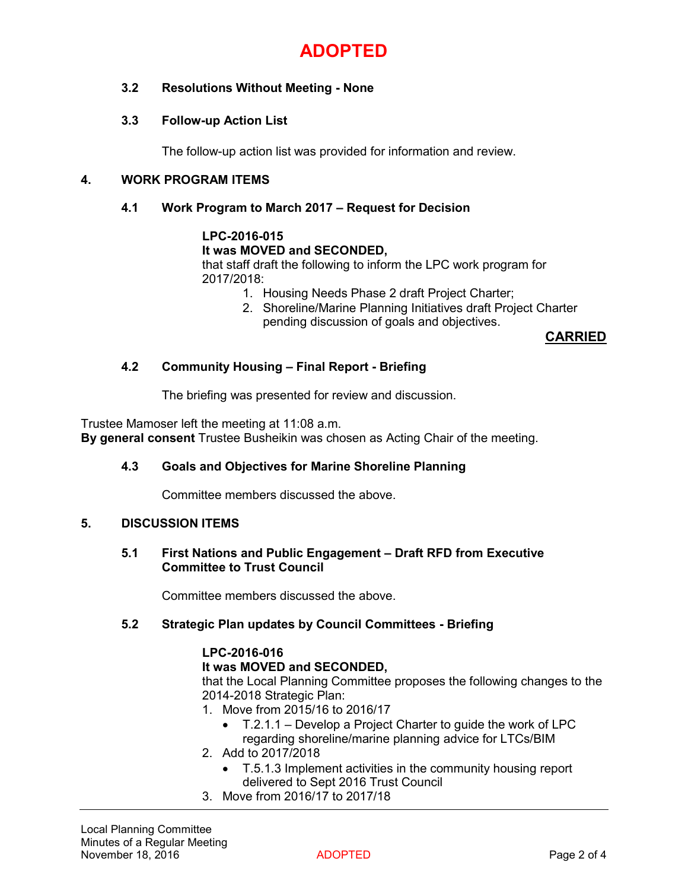# ADOPTED

### 3.2 Resolutions Without Meeting - None

### 3.3 Follow-up Action List

The follow-up action list was provided for information and review.

## 4. WORK PROGRAM ITEMS

### 4.1 Work Program to March 2017 – Request for Decision

**LPC-2016-015**
**It was MOVED and SECONDED,**
that staff draft the following to inform the LPC work program for 2017/2018:

1. Housing Needs Phase 2 draft Project Charter;
2. Shoreline/Marine Planning Initiatives draft Project Charter pending discussion of goals and objectives.

**CARRIED**

### 4.2 Community Housing – Final Report - Briefing

The briefing was presented for review and discussion.

Trustee Mamoser left the meeting at 11:08 a.m.
**By general consent** Trustee Busheikin was chosen as Acting Chair of the meeting.

### 4.3 Goals and Objectives for Marine Shoreline Planning

Committee members discussed the above.

## 5. DISCUSSION ITEMS

### 5.1 First Nations and Public Engagement – Draft RFD from Executive Committee to Trust Council

Committee members discussed the above.

### 5.2 Strategic Plan updates by Council Committees - Briefing

**LPC-2016-016**
**It was MOVED and SECONDED,**
that the Local Planning Committee proposes the following changes to the 2014-2018 Strategic Plan:

1. Move from 2015/16 to 2016/17
   - T.2.1.1 – Develop a Project Charter to guide the work of LPC regarding shoreline/marine planning advice for LTCs/BIM
2. Add to 2017/2018
   - T.5.1.3 Implement activities in the community housing report delivered to Sept 2016 Trust Council
3. Move from 2016/17 to 2017/18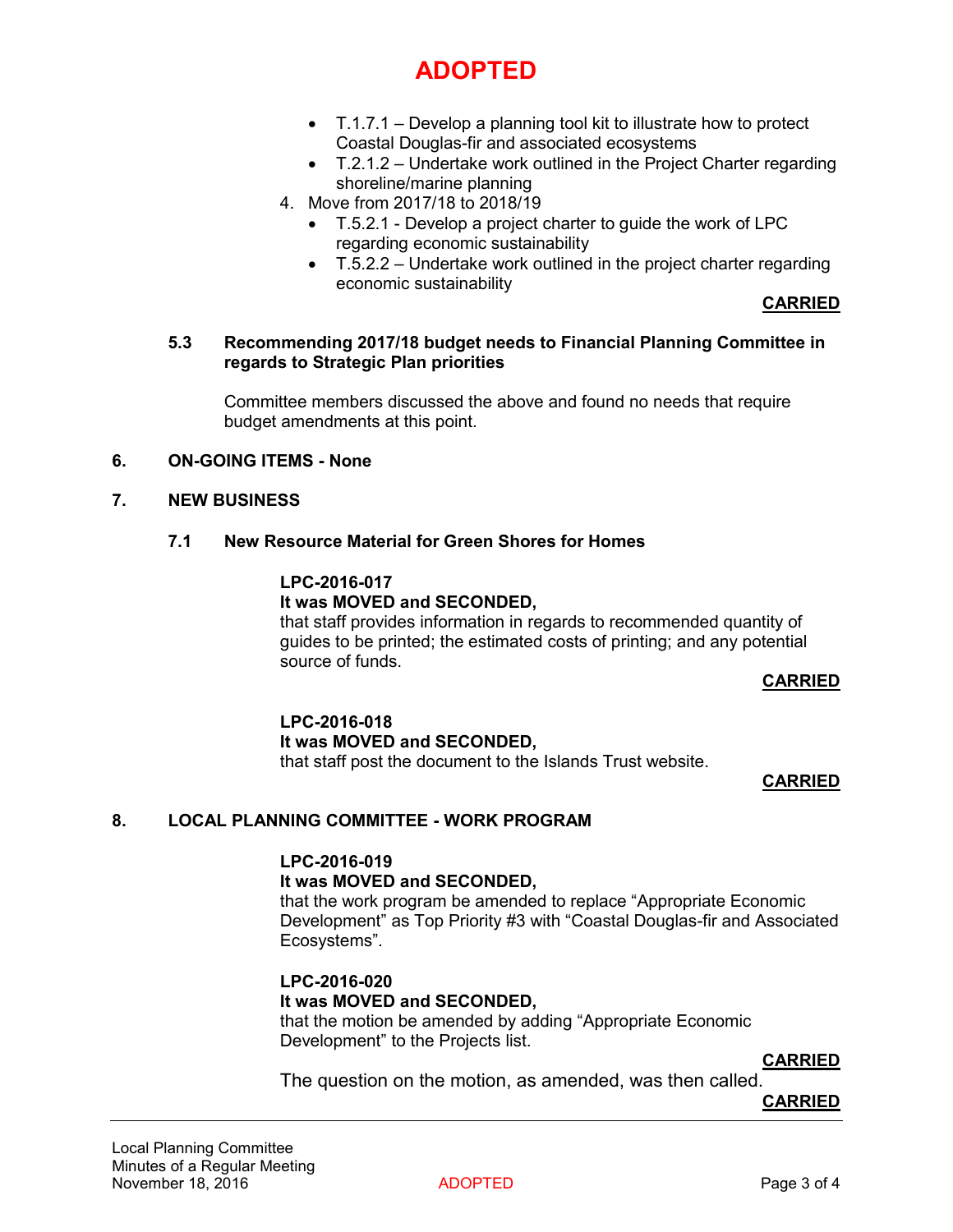# ADOPTED

- T.1.7.1 – Develop a planning tool kit to illustrate how to protect Coastal Douglas-fir and associated ecosystems
- T.2.1.2 – Undertake work outlined in the Project Charter regarding shoreline/marine planning

4. Move from 2017/18 to 2018/19
    - T.5.2.1 - Develop a project charter to guide the work of LPC regarding economic sustainability
    - T.5.2.2 – Undertake work outlined in the project charter regarding economic sustainability

**CARRIED**

### 5.3 Recommending 2017/18 budget needs to Financial Planning Committee in regards to Strategic Plan priorities

Committee members discussed the above and found no needs that require budget amendments at this point.

## 6. ON-GOING ITEMS - None

## 7. NEW BUSINESS

### 7.1 New Resource Material for Green Shores for Homes

**LPC-2016-017**
**It was MOVED and SECONDED,**
that staff provides information in regards to recommended quantity of guides to be printed; the estimated costs of printing; and any potential source of funds.

**CARRIED**

**LPC-2016-018**
**It was MOVED and SECONDED,**
that staff post the document to the Islands Trust website.

**CARRIED**

## 8. LOCAL PLANNING COMMITTEE - WORK PROGRAM

**LPC-2016-019**
**It was MOVED and SECONDED,**
that the work program be amended to replace "Appropriate Economic Development" as Top Priority #3 with "Coastal Douglas-fir and Associated Ecosystems".

**LPC-2016-020**
**It was MOVED and SECONDED,**
that the motion be amended by adding "Appropriate Economic Development" to the Projects list.

**CARRIED**

The question on the motion, as amended, was then called.

**CARRIED**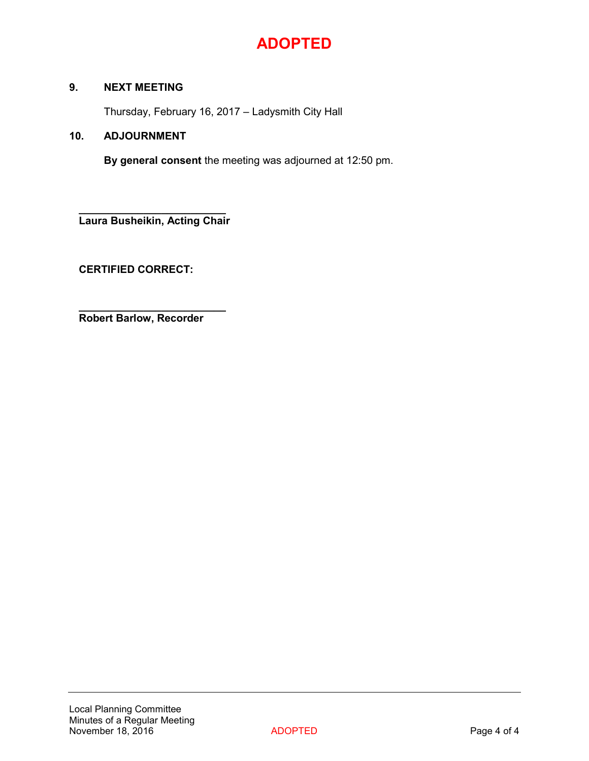# ADOPTED

## 9. NEXT MEETING

Thursday, February 16, 2017 – Ladysmith City Hall

## 10. ADJOURNMENT

**By general consent** the meeting was adjourned at 12:50 pm.

\_\_\_\_\_\_\_\_\_\_\_\_\_\_\_\_\_\_\_\_\_\_\_\_\_\_

**Laura Busheikin, Acting Chair**

**CERTIFIED CORRECT:**

\_\_\_\_\_\_\_\_\_\_\_\_\_\_\_\_\_\_\_\_\_\_\_\_\_\_

**Robert Barlow, Recorder**